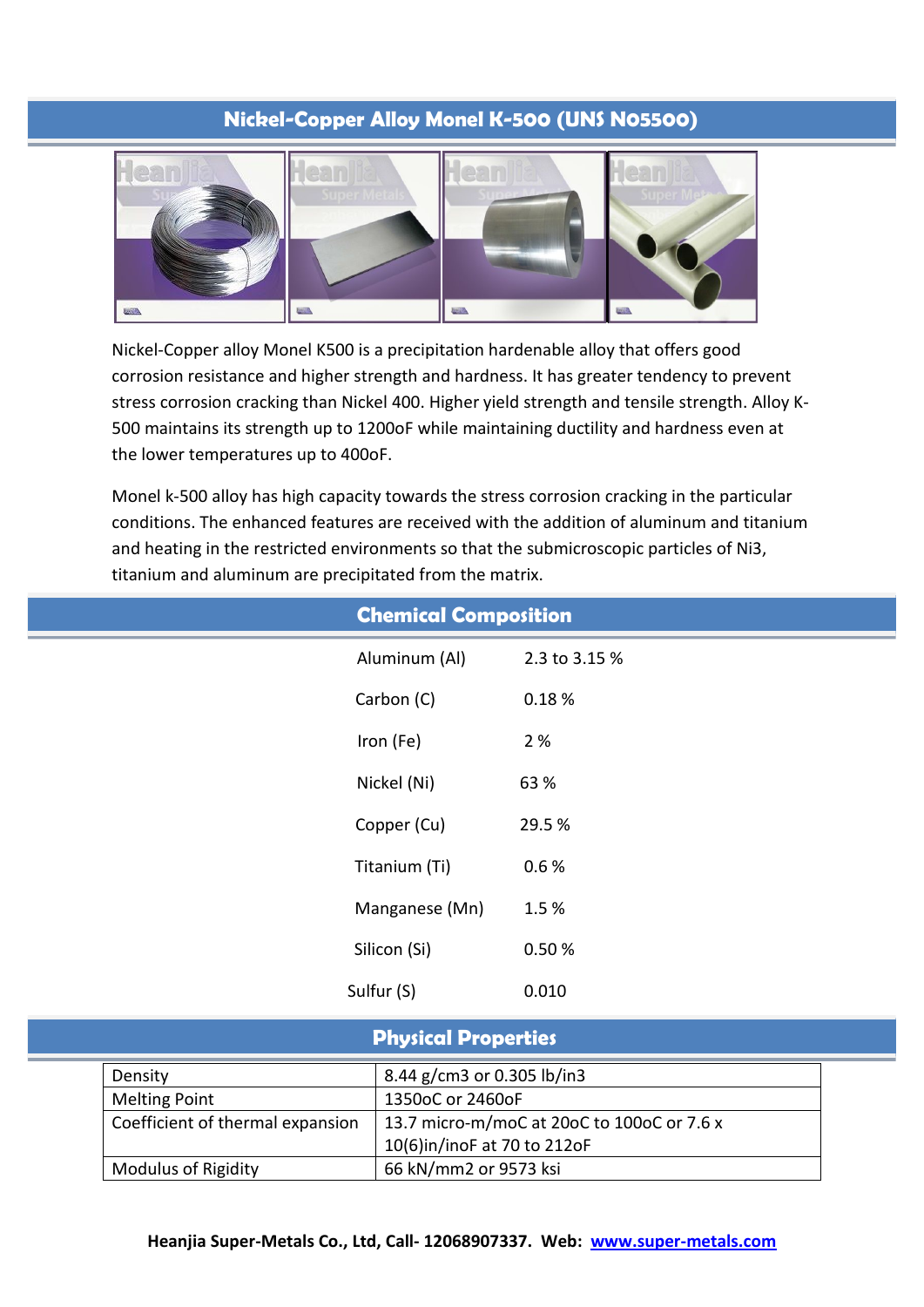# Nickel-Copper Alloy Monel K-500 (UNS N05500)

Nickel-Copper alloy Monel K500 is a precipitation hardenable alloy that offers good corrosion resistance and higher strength and hardness. It has greater tendency to prevent stress corrosion cracking than Nickel 400. Higher yield strength and tensile strength. Alloy K-500 maintains its strength up to 1200oF while maintaining ductility and hardness even at the lower temperatures up to 400oF.

Monel k-500 alloy has high capacity towards the stress corrosion cracking in the particular conditions. The enhanced features are received with the addition of aluminum and titanium and heating in the restricted environments so that the submicroscopic particles of Ni3, titanium and aluminum are precipitated from the matrix.

## Chemical Composition

| Element | Content |
|---|---|
| Aluminum (Al) | 2.3 to 3.15 % |
| Carbon (C) | 0.18 % |
| Iron (Fe) | 2 % |
| Nickel (Ni) | 63 % |
| Copper (Cu) | 29.5 % |
| Titanium (Ti) | 0.6 % |
| Manganese (Mn) | 1.5 % |
| Silicon (Si) | 0.50 % |
| Sulfur (S) | 0.010 |

## Physical Properties

| Property | Value |
|---|---|
| Density | 8.44 g/cm3 or 0.305 lb/in3 |
| Melting Point | 1350oC or 2460oF |
| Coefficient of thermal expansion | 13.7 micro-m/moC at 20oC to 100oC or 7.6 x 10(6)in/inoF at 70 to 212oF |
| Modulus of Rigidity | 66 kN/mm2 or 9573 ksi |

**Heanjia Super-Metals Co., Ltd, Call- 12068907337. Web: www.super-metals.com**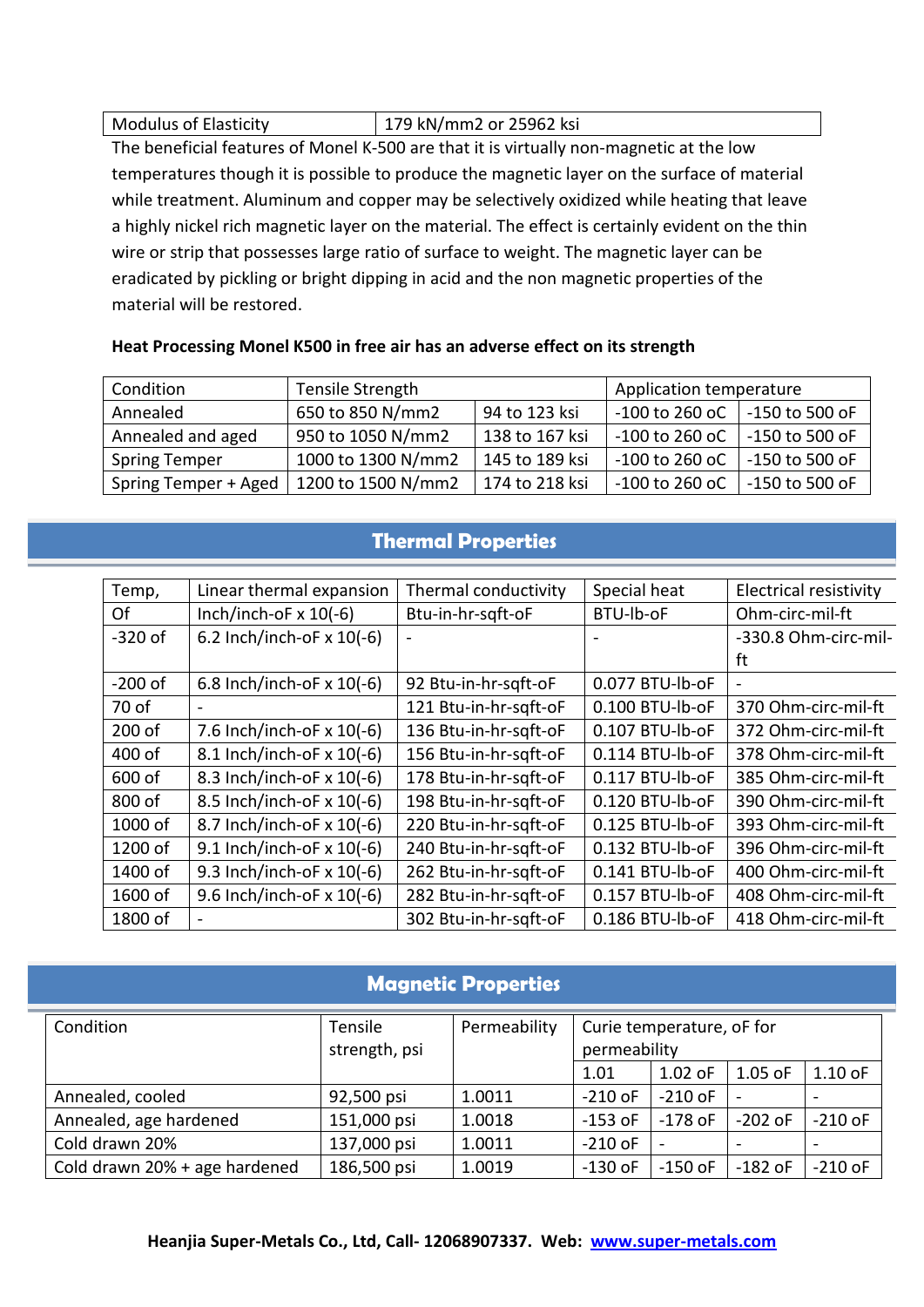| Modulus of Elasticity | 179 kN/mm2 or 25962 ksi |
|---|---|

The beneficial features of Monel K-500 are that it is virtually non-magnetic at the low temperatures though it is possible to produce the magnetic layer on the surface of material while treatment. Aluminum and copper may be selectively oxidized while heating that leave a highly nickel rich magnetic layer on the material. The effect is certainly evident on the thin wire or strip that possesses large ratio of surface to weight. The magnetic layer can be eradicated by pickling or bright dipping in acid and the non magnetic properties of the material will be restored.

**Heat Processing Monel K500 in free air has an adverse effect on its strength**

| Condition | Tensile Strength | | Application temperature | |
|---|---|---|---|---|
| Annealed | 650 to 850 N/mm2 | 94 to 123 ksi | -100 to 260 oC | -150 to 500 oF |
| Annealed and aged | 950 to 1050 N/mm2 | 138 to 167 ksi | -100 to 260 oC | -150 to 500 oF |
| Spring Temper | 1000 to 1300 N/mm2 | 145 to 189 ksi | -100 to 260 oC | -150 to 500 oF |
| Spring Temper + Aged | 1200 to 1500 N/mm2 | 174 to 218 ksi | -100 to 260 oC | -150 to 500 oF |

## Thermal Properties

| Temp, Of | Linear thermal expansion Inch/inch-oF x 10(-6) | Thermal conductivity Btu-in-hr-sqft-oF | Special heat BTU-lb-oF | Electrical resistivity Ohm-circ-mil-ft |
|---|---|---|---|---|
| -320 of | 6.2 Inch/inch-oF x 10(-6) | - | - | -330.8 Ohm-circ-mil-ft |
| -200 of | 6.8 Inch/inch-oF x 10(-6) | 92 Btu-in-hr-sqft-oF | 0.077 BTU-lb-oF | - |
| 70 of | - | 121 Btu-in-hr-sqft-oF | 0.100 BTU-lb-oF | 370 Ohm-circ-mil-ft |
| 200 of | 7.6 Inch/inch-oF x 10(-6) | 136 Btu-in-hr-sqft-oF | 0.107 BTU-lb-oF | 372 Ohm-circ-mil-ft |
| 400 of | 8.1 Inch/inch-oF x 10(-6) | 156 Btu-in-hr-sqft-oF | 0.114 BTU-lb-oF | 378 Ohm-circ-mil-ft |
| 600 of | 8.3 Inch/inch-oF x 10(-6) | 178 Btu-in-hr-sqft-oF | 0.117 BTU-lb-oF | 385 Ohm-circ-mil-ft |
| 800 of | 8.5 Inch/inch-oF x 10(-6) | 198 Btu-in-hr-sqft-oF | 0.120 BTU-lb-oF | 390 Ohm-circ-mil-ft |
| 1000 of | 8.7 Inch/inch-oF x 10(-6) | 220 Btu-in-hr-sqft-oF | 0.125 BTU-lb-oF | 393 Ohm-circ-mil-ft |
| 1200 of | 9.1 Inch/inch-oF x 10(-6) | 240 Btu-in-hr-sqft-oF | 0.132 BTU-lb-oF | 396 Ohm-circ-mil-ft |
| 1400 of | 9.3 Inch/inch-oF x 10(-6) | 262 Btu-in-hr-sqft-oF | 0.141 BTU-lb-oF | 400 Ohm-circ-mil-ft |
| 1600 of | 9.6 Inch/inch-oF x 10(-6) | 282 Btu-in-hr-sqft-oF | 0.157 BTU-lb-oF | 408 Ohm-circ-mil-ft |
| 1800 of | - | 302 Btu-in-hr-sqft-oF | 0.186 BTU-lb-oF | 418 Ohm-circ-mil-ft |

## Magnetic Properties

| Condition | Tensile strength, psi | Permeability | Curie temperature, oF for permeability | | | |
|---|---|---|---|---|---|---|
| | | | 1.01 | 1.02 oF | 1.05 oF | 1.10 oF |
| Annealed, cooled | 92,500 psi | 1.0011 | -210 oF | -210 oF | - | - |
| Annealed, age hardened | 151,000 psi | 1.0018 | -153 oF | -178 oF | -202 oF | -210 oF |
| Cold drawn 20% | 137,000 psi | 1.0011 | -210 oF | - | - | - |
| Cold drawn 20% + age hardened | 186,500 psi | 1.0019 | -130 oF | -150 oF | -182 oF | -210 oF |

**Heanjia Super-Metals Co., Ltd, Call- 12068907337. Web: www.super-metals.com**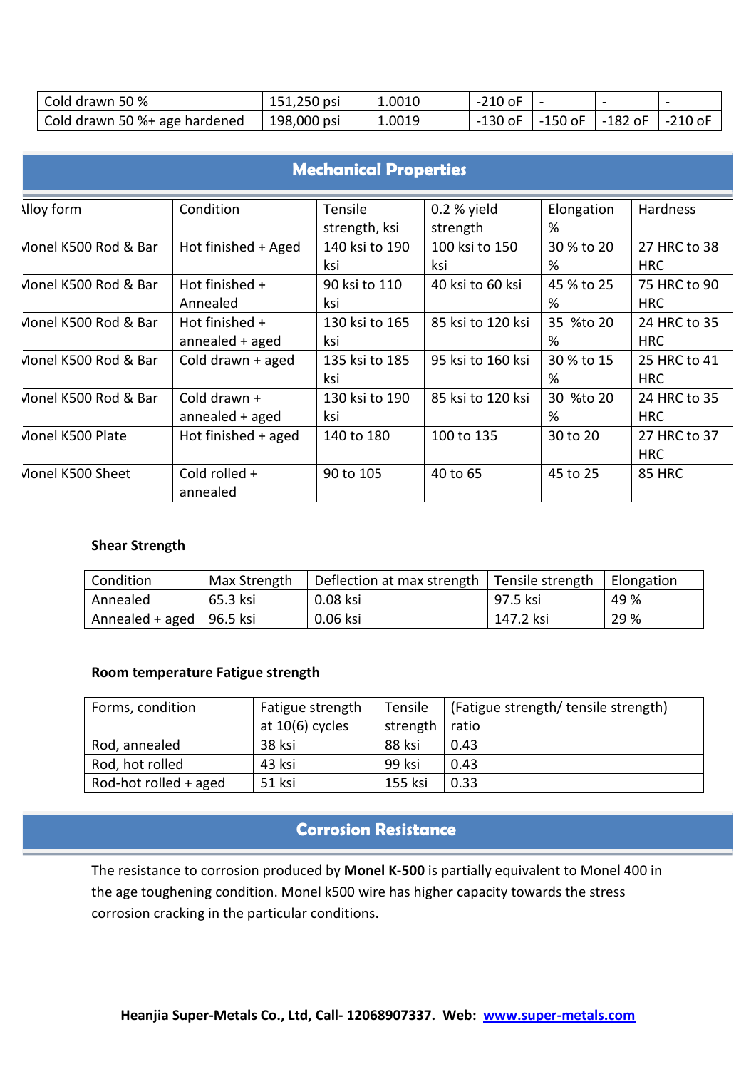| Cold drawn 50 % | 151,250 psi | 1.0010 | -210 oF | - | - | - |
|---|---|---|---|---|---|---|
| Cold drawn 50 %+ age hardened | 198,000 psi | 1.0019 | -130 oF | -150 oF | -182 oF | -210 oF |

## Mechanical Properties

| Alloy form | Condition | Tensile strength, ksi | 0.2 % yield strength | Elongation % | Hardness |
|---|---|---|---|---|---|
| Monel K500 Rod & Bar | Hot finished + Aged | 140 ksi to 190 ksi | 100 ksi to 150 ksi | 30 % to 20 % | 27 HRC to 38 HRC |
| Monel K500 Rod & Bar | Hot finished + Annealed | 90 ksi to 110 ksi | 40 ksi to 60 ksi | 45 % to 25 % | 75 HRC to 90 HRC |
| Monel K500 Rod & Bar | Hot finished + annealed + aged | 130 ksi to 165 ksi | 85 ksi to 120 ksi | 35 %to 20 % | 24 HRC to 35 HRC |
| Monel K500 Rod & Bar | Cold drawn + aged | 135 ksi to 185 ksi | 95 ksi to 160 ksi | 30 % to 15 % | 25 HRC to 41 HRC |
| Monel K500 Rod & Bar | Cold drawn + annealed + aged | 130 ksi to 190 ksi | 85 ksi to 120 ksi | 30 %to 20 % | 24 HRC to 35 HRC |
| Monel K500 Plate | Hot finished + aged | 140 to 180 | 100 to 135 | 30 to 20 | 27 HRC to 37 HRC |
| Monel K500 Sheet | Cold rolled + annealed | 90 to 105 | 40 to 65 | 45 to 25 | 85 HRC |

**Shear Strength**

| Condition | Max Strength | Deflection at max strength | Tensile strength | Elongation |
|---|---|---|---|---|
| Annealed | 65.3 ksi | 0.08 ksi | 97.5 ksi | 49 % |
| Annealed + aged | 96.5 ksi | 0.06 ksi | 147.2 ksi | 29 % |

**Room temperature Fatigue strength**

| Forms, condition | Fatigue strength at 10(6) cycles | Tensile strength | (Fatigue strength/ tensile strength) ratio |
|---|---|---|---|
| Rod, annealed | 38 ksi | 88 ksi | 0.43 |
| Rod, hot rolled | 43 ksi | 99 ksi | 0.43 |
| Rod-hot rolled + aged | 51 ksi | 155 ksi | 0.33 |

## Corrosion Resistance

The resistance to corrosion produced by **Monel K-500** is partially equivalent to Monel 400 in the age toughening condition. Monel k500 wire has higher capacity towards the stress corrosion cracking in the particular conditions.

**Heanjia Super-Metals Co., Ltd, Call- 12068907337. Web: www.super-metals.com**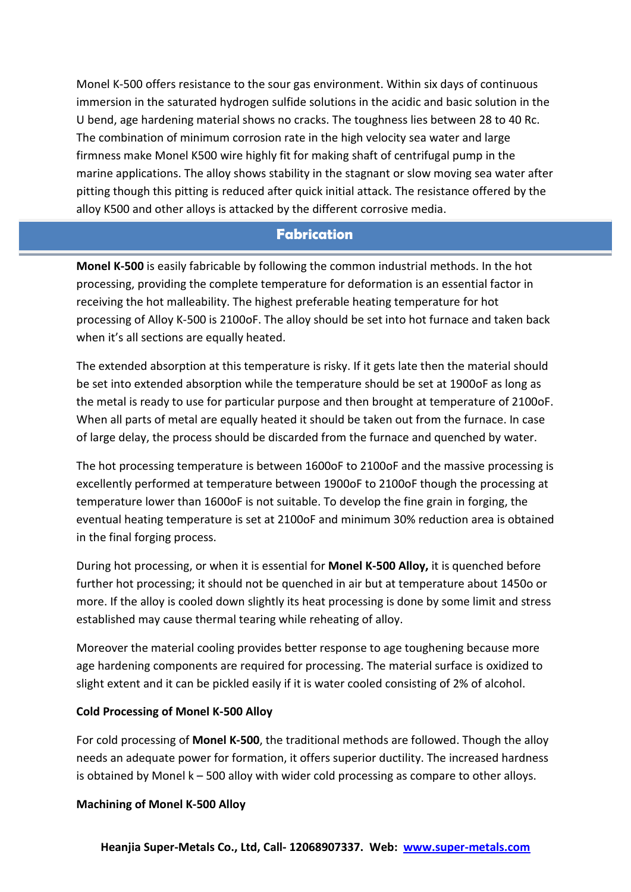Monel K-500 offers resistance to the sour gas environment. Within six days of continuous immersion in the saturated hydrogen sulfide solutions in the acidic and basic solution in the U bend, age hardening material shows no cracks. The toughness lies between 28 to 40 Rc. The combination of minimum corrosion rate in the high velocity sea water and large firmness make Monel K500 wire highly fit for making shaft of centrifugal pump in the marine applications. The alloy shows stability in the stagnant or slow moving sea water after pitting though this pitting is reduced after quick initial attack. The resistance offered by the alloy K500 and other alloys is attacked by the different corrosive media.

## Fabrication

**Monel K-500** is easily fabricable by following the common industrial methods. In the hot processing, providing the complete temperature for deformation is an essential factor in receiving the hot malleability. The highest preferable heating temperature for hot processing of Alloy K-500 is 2100oF. The alloy should be set into hot furnace and taken back when it's all sections are equally heated.

The extended absorption at this temperature is risky. If it gets late then the material should be set into extended absorption while the temperature should be set at 1900oF as long as the metal is ready to use for particular purpose and then brought at temperature of 2100oF. When all parts of metal are equally heated it should be taken out from the furnace. In case of large delay, the process should be discarded from the furnace and quenched by water.

The hot processing temperature is between 1600oF to 2100oF and the massive processing is excellently performed at temperature between 1900oF to 2100oF though the processing at temperature lower than 1600oF is not suitable. To develop the fine grain in forging, the eventual heating temperature is set at 2100oF and minimum 30% reduction area is obtained in the final forging process.

During hot processing, or when it is essential for **Monel K-500 Alloy,** it is quenched before further hot processing; it should not be quenched in air but at temperature about 1450o or more. If the alloy is cooled down slightly its heat processing is done by some limit and stress established may cause thermal tearing while reheating of alloy.

Moreover the material cooling provides better response to age toughening because more age hardening components are required for processing. The material surface is oxidized to slight extent and it can be pickled easily if it is water cooled consisting of 2% of alcohol.

**Cold Processing of Monel K-500 Alloy**

For cold processing of **Monel K-500**, the traditional methods are followed. Though the alloy needs an adequate power for formation, it offers superior ductility. The increased hardness is obtained by Monel k – 500 alloy with wider cold processing as compare to other alloys.

**Machining of Monel K-500 Alloy**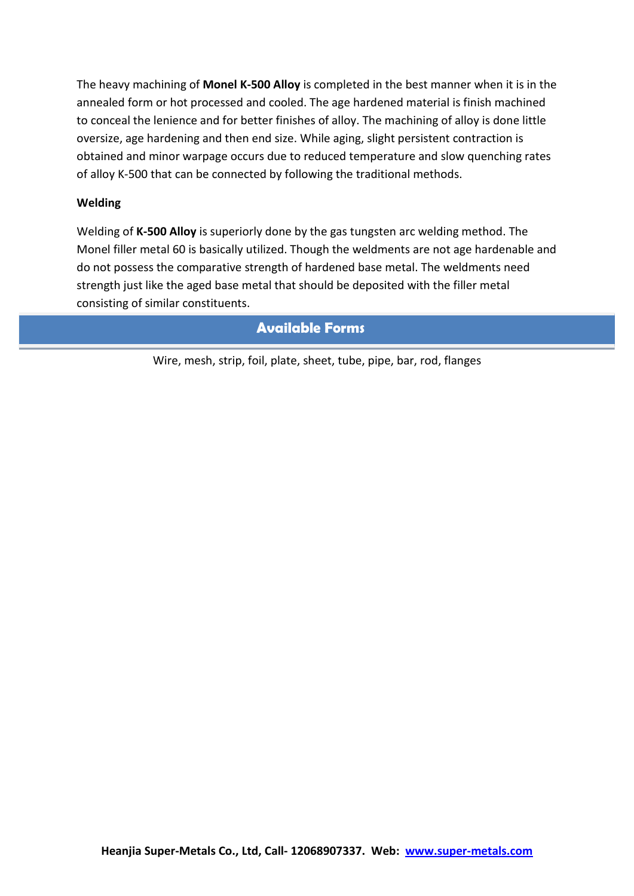The heavy machining of **Monel K-500 Alloy** is completed in the best manner when it is in the annealed form or hot processed and cooled. The age hardened material is finish machined to conceal the lenience and for better finishes of alloy. The machining of alloy is done little oversize, age hardening and then end size. While aging, slight persistent contraction is obtained and minor warpage occurs due to reduced temperature and slow quenching rates of alloy K-500 that can be connected by following the traditional methods.

**Welding**

Welding of **K-500 Alloy** is superiorly done by the gas tungsten arc welding method. The Monel filler metal 60 is basically utilized. Though the weldments are not age hardenable and do not possess the comparative strength of hardened base metal. The weldments need strength just like the aged base metal that should be deposited with the filler metal consisting of similar constituents.

## Available Forms

Wire, mesh, strip, foil, plate, sheet, tube, pipe, bar, rod, flanges

**Heanjia Super-Metals Co., Ltd, Call- 12068907337. Web: www.super-metals.com**